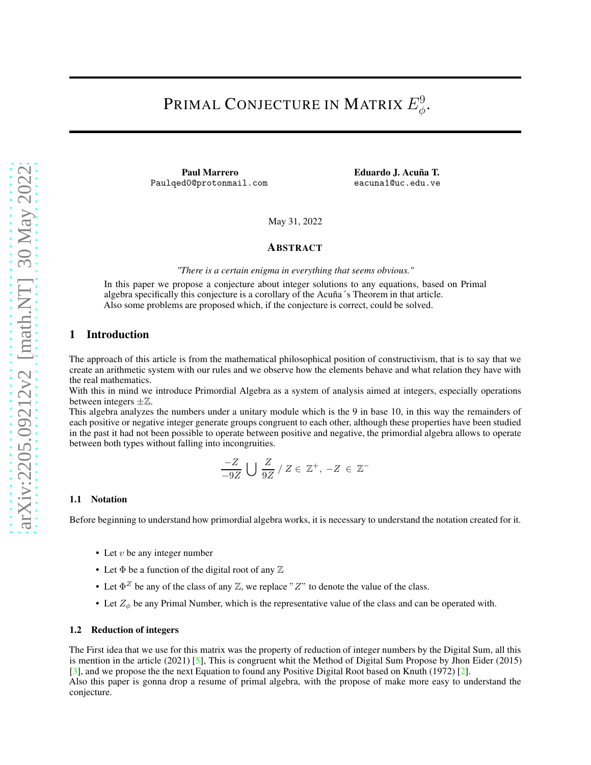# Primal Conjecture in Matrix $E_{\phi}^{9}$.

**Paul Marrero**
Paulqed0@protonmail.com

**Eduardo J. Acuña T.**
eacuna1@uc.edu.ve

May 31, 2022

## Abstract

*"There is a certain enigma in everything that seems obvious."*

In this paper we propose a conjecture about integer solutions to any equations, based on Primal algebra specifically this conjecture is a corollary of the Acuña´s Theorem in that article.
Also some problems are proposed which, if the conjecture is correct, could be solved.

## 1 Introduction

The approach of this article is from the mathematical philosophical position of constructivism, that is to say that we create an arithmetic system with our rules and we observe how the elements behave and what relation they have with the real mathematics.
With this in mind we introduce Primordial Algebra as a system of analysis aimed at integers, especially operations between integers $\pm\mathbb{Z}$.
This algebra analyzes the numbers under a unitary module which is the 9 in base 10, in this way the remainders of each positive or negative integer generate groups congruent to each other, although these properties have been studied in the past it had not been possible to operate between positive and negative, the primordial algebra allows to operate between both types without falling into incongruities.

$$\frac{-Z}{-9Z} \bigcup \frac{Z}{9Z} \;/\; Z \in \mathbb{Z}^{+},\; -Z \in \mathbb{Z}^{-}$$

### 1.1 Notation

Before beginning to understand how primordial algebra works, it is necessary to understand the notation created for it.

- Let $v$ be any integer number
- Let $\Phi$ be a function of the digital root of any $\mathbb{Z}$
- Let $\Phi^{Z}$ be any of the class of any $\mathbb{Z}$, we replace "$Z$" to denote the value of the class.
- Let $Z_{\phi}$ be any Primal Number, which is the representative value of the class and can be operated with.

### 1.2 Reduction of integers

The First idea that we use for this matrix was the property of reduction of integer numbers by the Digital Sum, all this is mention in the article (2021) [5], This is congruent whit the Method of Digital Sum Propose by Jhon Eider (2015) [3], and we propose the the next Equation to found any Positive Digital Root based on Knuth (1972) [2].
Also this paper is gonna drop a resume of primal algebra, with the propose of make more easy to understand the conjecture.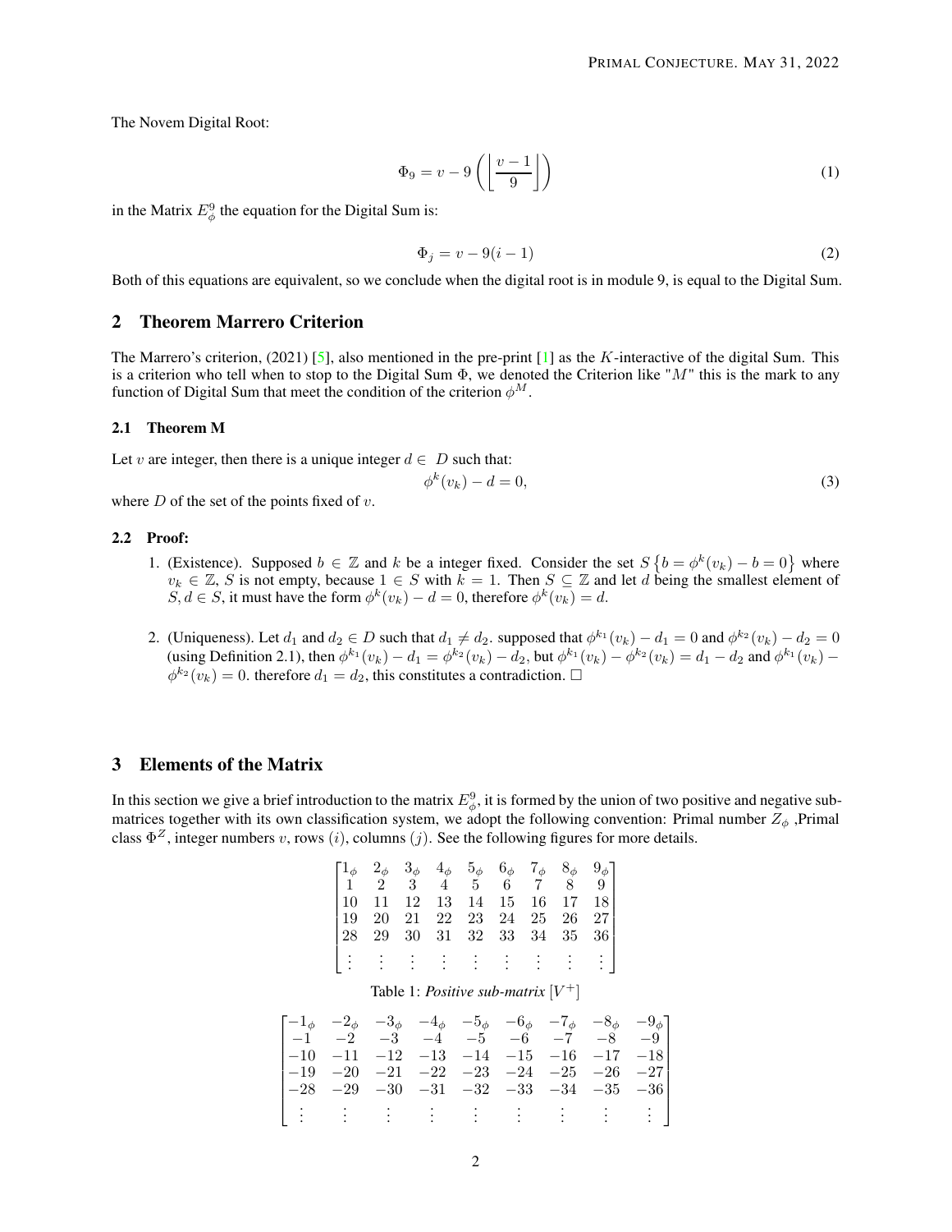The Novem Digital Root:

$$\Phi_9 = v - 9\left(\left\lfloor \frac{v-1}{9} \right\rfloor\right) \tag{1}$$

in the Matrix $E^9_\phi$ the equation for the Digital Sum is:

$$\Phi_j = v - 9(i-1) \tag{2}$$

Both of this equations are equivalent, so we conclude when the digital root is in module 9, is equal to the Digital Sum.

## 2 Theorem Marrero Criterion

The Marrero's criterion, (2021) [5], also mentioned in the pre-print [1] as the $K$-interactive of the digital Sum. This is a criterion who tell when to stop to the Digital Sum $\Phi$, we denoted the Criterion like "$M$" this is the mark to any function of Digital Sum that meet the condition of the criterion $\phi^M$.

### 2.1 Theorem M

Let $v$ are integer, then there is a unique integer $d \in D$ such that:

$$\phi^k(v_k) - d = 0, \tag{3}$$

where $D$ of the set of the points fixed of $v$.

### 2.2 Proof:

1. (Existence). Supposed $b \in \mathbb{Z}$ and $k$ be a integer fixed. Consider the set $S\left\{b = \phi^k(v_k) - b = 0\right\}$ where $v_k \in \mathbb{Z}$, $S$ is not empty, because $1 \in S$ with $k = 1$. Then $S \subseteq \mathbb{Z}$ and let $d$ being the smallest element of $S, d \in S$, it must have the form $\phi^k(v_k) - d = 0$, therefore $\phi^k(v_k) = d$.

2. (Uniqueness). Let $d_1$ and $d_2 \in D$ such that $d_1 \neq d_2$. supposed that $\phi^{k_1}(v_k) - d_1 = 0$ and $\phi^{k_2}(v_k) - d_2 = 0$ (using Definition 2.1), then $\phi^{k_1}(v_k) - d_1 = \phi^{k_2}(v_k) - d_2$, but $\phi^{k_1}(v_k) - \phi^{k_2}(v_k) = d_1 - d_2$ and $\phi^{k_1}(v_k) - \phi^{k_2}(v_k) = 0$. therefore $d_1 = d_2$, this constitutes a contradiction. □

## 3 Elements of the Matrix

In this section we give a brief introduction to the matrix $E^9_\phi$, it is formed by the union of two positive and negative sub-matrices together with its own classification system, we adopt the following convention: Primal number $Z_\phi$ ,Primal class $\Phi^Z$, integer numbers $v$, rows $(i)$, columns $(j)$. See the following figures for more details.

$$\begin{bmatrix} 1_\phi & 2_\phi & 3_\phi & 4_\phi & 5_\phi & 6_\phi & 7_\phi & 8_\phi & 9_\phi \\ 1 & 2 & 3 & 4 & 5 & 6 & 7 & 8 & 9 \\ 10 & 11 & 12 & 13 & 14 & 15 & 16 & 17 & 18 \\ 19 & 20 & 21 & 22 & 23 & 24 & 25 & 26 & 27 \\ 28 & 29 & 30 & 31 & 32 & 33 & 34 & 35 & 36 \\ \vdots & \vdots & \vdots & \vdots & \vdots & \vdots & \vdots & \vdots & \vdots \end{bmatrix}$$

Table 1: *Positive sub-matrix* $[V^+]$

$$\begin{bmatrix} -1_\phi & -2_\phi & -3_\phi & -4_\phi & -5_\phi & -6_\phi & -7_\phi & -8_\phi & -9_\phi \\ -1 & -2 & -3 & -4 & -5 & -6 & -7 & -8 & -9 \\ -10 & -11 & -12 & -13 & -14 & -15 & -16 & -17 & -18 \\ -19 & -20 & -21 & -22 & -23 & -24 & -25 & -26 & -27 \\ -28 & -29 & -30 & -31 & -32 & -33 & -34 & -35 & -36 \\ \vdots & \vdots & \vdots & \vdots & \vdots & \vdots & \vdots & \vdots & \vdots \end{bmatrix}$$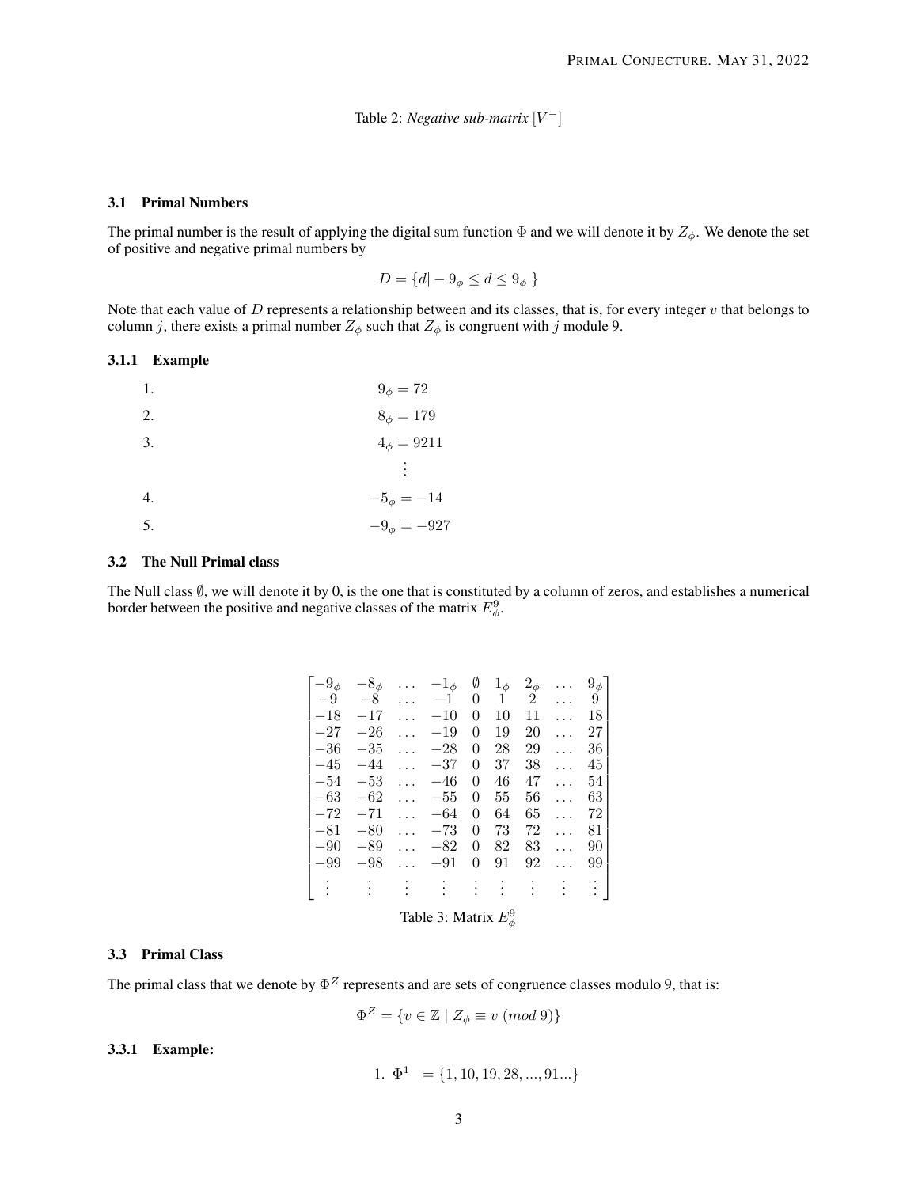Table 2: *Negative sub-matrix* $[V^{-}]$

### 3.1 Primal Numbers

The primal number is the result of applying the digital sum function $\Phi$ and we will denote it by $Z_\phi$. We denote the set of positive and negative primal numbers by

$$D = \{d| - 9_\phi \leq d \leq 9_\phi|\}$$

Note that each value of $D$ represents a relationship between and its classes, that is, for every integer $v$ that belongs to column $j$, there exists a primal number $Z_\phi$ such that $Z_\phi$ is congruent with $j$ module 9.

#### 3.1.1 Example

1. $9_\phi = 72$
2. $8_\phi = 179$
3. $4_\phi = 9211$

$\vdots$

4. $-5_\phi = -14$
5. $-9_\phi = -927$

### 3.2 The Null Primal class

The Null class $\emptyset$, we will denote it by 0, is the one that is constituted by a column of zeros, and establishes a numerical border between the positive and negative classes of the matrix $E^9_\phi$.

$$\begin{bmatrix}
-9_\phi & -8_\phi & \dots & -1_\phi & \emptyset & 1_\phi & 2_\phi & \dots & 9_\phi \\
-9 & -8 & \dots & -1 & 0 & 1 & 2 & \dots & 9 \\
-18 & -17 & \dots & -10 & 0 & 10 & 11 & \dots & 18 \\
-27 & -26 & \dots & -19 & 0 & 19 & 20 & \dots & 27 \\
-36 & -35 & \dots & -28 & 0 & 28 & 29 & \dots & 36 \\
-45 & -44 & \dots & -37 & 0 & 37 & 38 & \dots & 45 \\
-54 & -53 & \dots & -46 & 0 & 46 & 47 & \dots & 54 \\
-63 & -62 & \dots & -55 & 0 & 55 & 56 & \dots & 63 \\
-72 & -71 & \dots & -64 & 0 & 64 & 65 & \dots & 72 \\
-81 & -80 & \dots & -73 & 0 & 73 & 72 & \dots & 81 \\
-90 & -89 & \dots & -82 & 0 & 82 & 83 & \dots & 90 \\
-99 & -98 & \dots & -91 & 0 & 91 & 92 & \dots & 99 \\
\vdots & \vdots & \vdots & \vdots & \vdots & \vdots & \vdots & \vdots & \vdots
\end{bmatrix}$$

Table 3: Matrix $E^9_\phi$

### 3.3 Primal Class

The primal class that we denote by $\Phi^Z$ represents and are sets of congruence classes modulo 9, that is:

$$\Phi^Z = \{v \in \mathbb{Z} \mid Z_\phi \equiv v \ (mod\, 9)\}$$

#### 3.3.1 Example:

1. $\Phi^1 \ = \{1, 10, 19, 28, ..., 91...\}$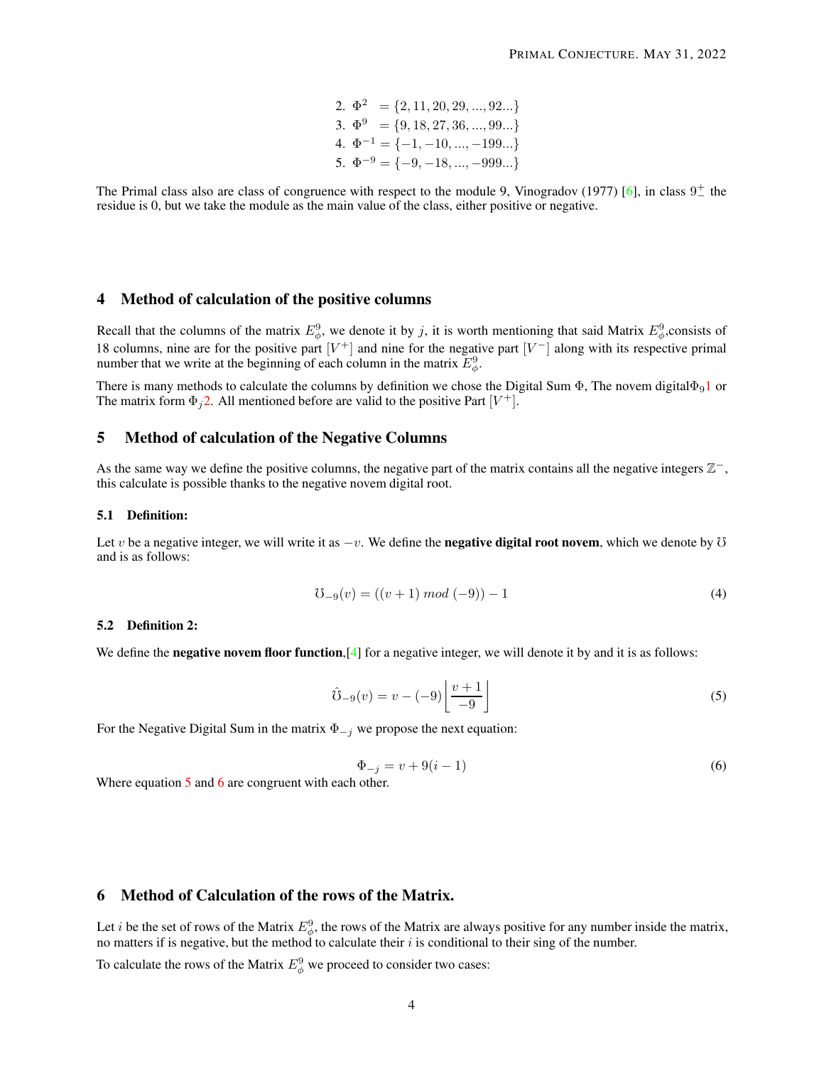2. $\Phi^2 \;\; = \{2, 11, 20, 29, ..., 92...\}$
3. $\Phi^9 \;\; = \{9, 18, 27, 36, ..., 99...\}$
4. $\Phi^{-1} = \{-1, -10, ..., -199...\}$
5. $\Phi^{-9} = \{-9, -18, ..., -999...\}$

The Primal class also are class of congruence with respect to the module 9, Vinogradov (1977) [6], in class $9^{\pm}_{-}$ the residue is 0, but we take the module as the main value of the class, either positive or negative.

## 4 Method of calculation of the positive columns

Recall that the columns of the matrix $E^9_\phi$, we denote it by $j$, it is worth mentioning that said Matrix $E^9_\phi$,consists of 18 columns, nine are for the positive part $[V^+]$ and nine for the negative part $[V^-]$ along with its respective primal number that we write at the beginning of each column in the matrix $E^9_\phi$.

There is many methods to calculate the columns by definition we chose the Digital Sum $\Phi$, The novem digital$\Phi_9$1 or The matrix form $\Phi_j$2. All mentioned before are valid to the positive Part $[V^+]$.

## 5 Method of calculation of the Negative Columns

As the same way we define the positive columns, the negative part of the matrix contains all the negative integers $\mathbb{Z}^-$, this calculate is possible thanks to the negative novem digital root.

### 5.1 Definition:

Let $v$ be a negative integer, we will write it as $-v$. We define the **negative digital root novem**, which we denote by $\mho$ and is as follows:

$$\mho_{-9}(v) = ((v + 1) \; mod \; (-9)) - 1 \tag{4}$$

### 5.2 Definition 2:

We define the **negative novem floor function**,[4] for a negative integer, we will denote it by and it is as follows:

$$\hat{\mho}_{-9}(v) = v - (-9) \left\lfloor \frac{v + 1}{-9} \right\rfloor \tag{5}$$

For the Negative Digital Sum in the matrix $\Phi_{-j}$ we propose the next equation:

$$\Phi_{-j} = v + 9(i - 1) \tag{6}$$

Where equation 5 and 6 are congruent with each other.

## 6 Method of Calculation of the rows of the Matrix.

Let $i$ be the set of rows of the Matrix $E^9_\phi$, the rows of the Matrix are always positive for any number inside the matrix, no matters if is negative, but the method to calculate their $i$ is conditional to their sing of the number.

To calculate the rows of the Matrix $E^9_\phi$ we proceed to consider two cases: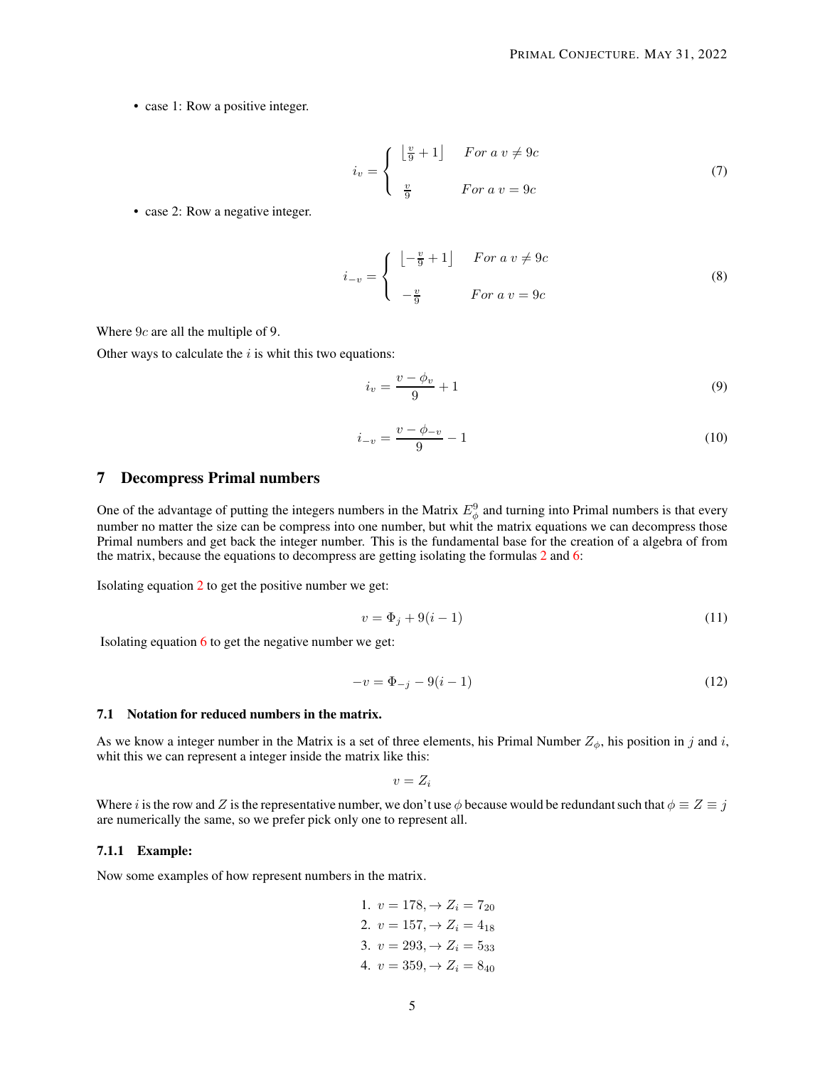- case 1: Row a positive integer.

$$i_v = \begin{cases} \left\lfloor \frac{v}{9} + 1 \right\rfloor & For\ a\ v \neq 9c \\ \\ \frac{v}{9} & For\ a\ v = 9c \end{cases} \tag{7}$$

- case 2: Row a negative integer.

$$i_{-v} = \begin{cases} \left\lfloor -\frac{v}{9} + 1 \right\rfloor & For\ a\ v \neq 9c \\ \\ -\frac{v}{9} & For\ a\ v = 9c \end{cases} \tag{8}$$

Where $9c$ are all the multiple of 9.

Other ways to calculate the $i$ is whit this two equations:

$$i_v = \frac{v - \phi_v}{9} + 1 \tag{9}$$

$$i_{-v} = \frac{v - \phi_{-v}}{9} - 1 \tag{10}$$

## 7 Decompress Primal numbers

One of the advantage of putting the integers numbers in the Matrix $E^9_\phi$ and turning into Primal numbers is that every number no matter the size can be compress into one number, but whit the matrix equations we can decompress those Primal numbers and get back the integer number. This is the fundamental base for the creation of a algebra of from the matrix, because the equations to decompress are getting isolating the formulas 2 and 6:

Isolating equation 2 to get the positive number we get:

$$v = \Phi_j + 9(i - 1) \tag{11}$$

Isolating equation 6 to get the negative number we get:

$$-v = \Phi_{-j} - 9(i - 1) \tag{12}$$

### 7.1 Notation for reduced numbers in the matrix.

As we know a integer number in the Matrix is a set of three elements, his Primal Number $Z_\phi$, his position in $j$ and $i$, whit this we can represent a integer inside the matrix like this:

$$v = Z_i$$

Where $i$ is the row and $Z$ is the representative number, we don't use $\phi$ because would be redundant such that $\phi \equiv Z \equiv j$ are numerically the same, so we prefer pick only one to represent all.

#### 7.1.1 Example:

Now some examples of how represent numbers in the matrix.

1. $v = 178, \rightarrow Z_i = 7_{20}$
2. $v = 157, \rightarrow Z_i = 4_{18}$
3. $v = 293, \rightarrow Z_i = 5_{33}$
4. $v = 359, \rightarrow Z_i = 8_{40}$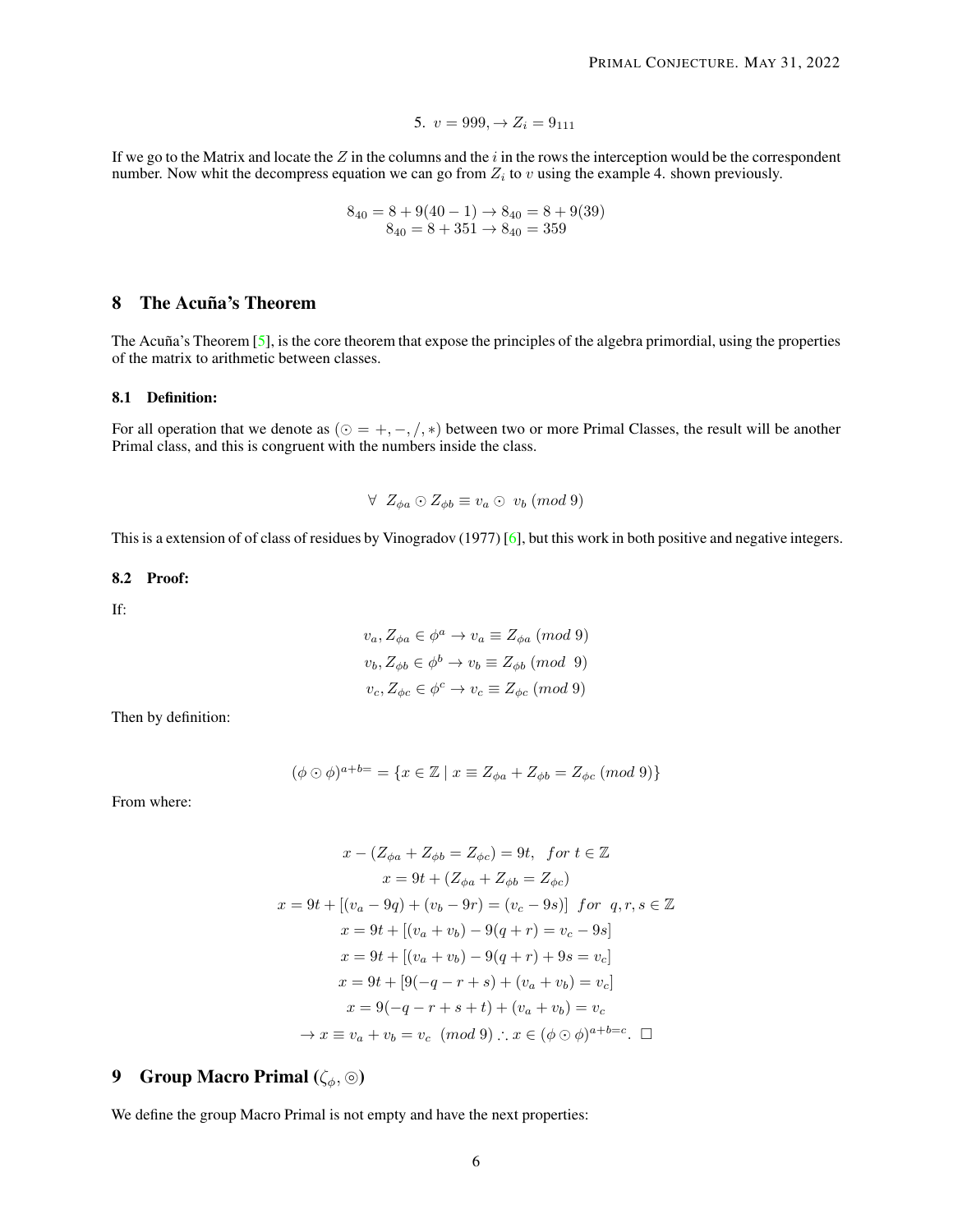$$5.\ v = 999, \rightarrow Z_i = 9_{111}$$

If we go to the Matrix and locate the $Z$ in the columns and the $i$ in the rows the interception would be the correspondent number. Now whit the decompress equation we can go from $Z_i$ to $v$ using the example 4. shown previously.

$$8_{40} = 8 + 9(40 - 1) \rightarrow 8_{40} = 8 + 9(39)$$
$$8_{40} = 8 + 351 \rightarrow 8_{40} = 359$$

## 8 The Acuña's Theorem

The Acuña's Theorem [5], is the core theorem that expose the principles of the algebra primordial, using the properties of the matrix to arithmetic between classes.

### 8.1 Definition:

For all operation that we denote as ($\odot = +, -, /, *$) between two or more Primal Classes, the result will be another Primal class, and this is congruent with the numbers inside the class.

$$\forall\ \ Z_{\phi a} \odot Z_{\phi b} \equiv v_a \odot\ v_b\ (mod\ 9)$$

This is a extension of of class of residues by Vinogradov (1977) [6], but this work in both positive and negative integers.

### 8.2 Proof:

If:

$$v_a, Z_{\phi a} \in \phi^a \rightarrow v_a \equiv Z_{\phi a}\ (mod\ 9)$$
$$v_b, Z_{\phi b} \in \phi^b \rightarrow v_b \equiv Z_{\phi b}\ (mod\ \ 9)$$
$$v_c, Z_{\phi c} \in \phi^c \rightarrow v_c \equiv Z_{\phi c}\ (mod\ 9)$$

Then by definition:

$$(\phi \odot \phi)^{a+b=} = \{x \in \mathbb{Z} \mid x \equiv Z_{\phi a} + Z_{\phi b} = Z_{\phi c}\ (mod\ 9)\}$$

From where:

$$x - (Z_{\phi a} + Z_{\phi b} = Z_{\phi c}) = 9t, \quad for\ t \in \mathbb{Z}$$
$$x = 9t + (Z_{\phi a} + Z_{\phi b} = Z_{\phi c})$$
$$x = 9t + [(v_a - 9q) + (v_b - 9r) = (v_c - 9s)] \quad for\ \ q, r, s \in \mathbb{Z}$$
$$x = 9t + [(v_a + v_b) - 9(q + r) = v_c - 9s]$$
$$x = 9t + [(v_a + v_b) - 9(q + r) + 9s = v_c]$$
$$x = 9t + [9(-q - r + s) + (v_a + v_b) = v_c]$$
$$x = 9(-q - r + s + t) + (v_a + v_b) = v_c$$
$$\rightarrow x \equiv v_a + v_b = v_c\ \ (mod\ 9) \therefore x \in (\phi \odot \phi)^{a+b=c}.\ \square$$

## 9 Group Macro Primal ($\zeta_\phi, \circledcirc$)

We define the group Macro Primal is not empty and have the next properties: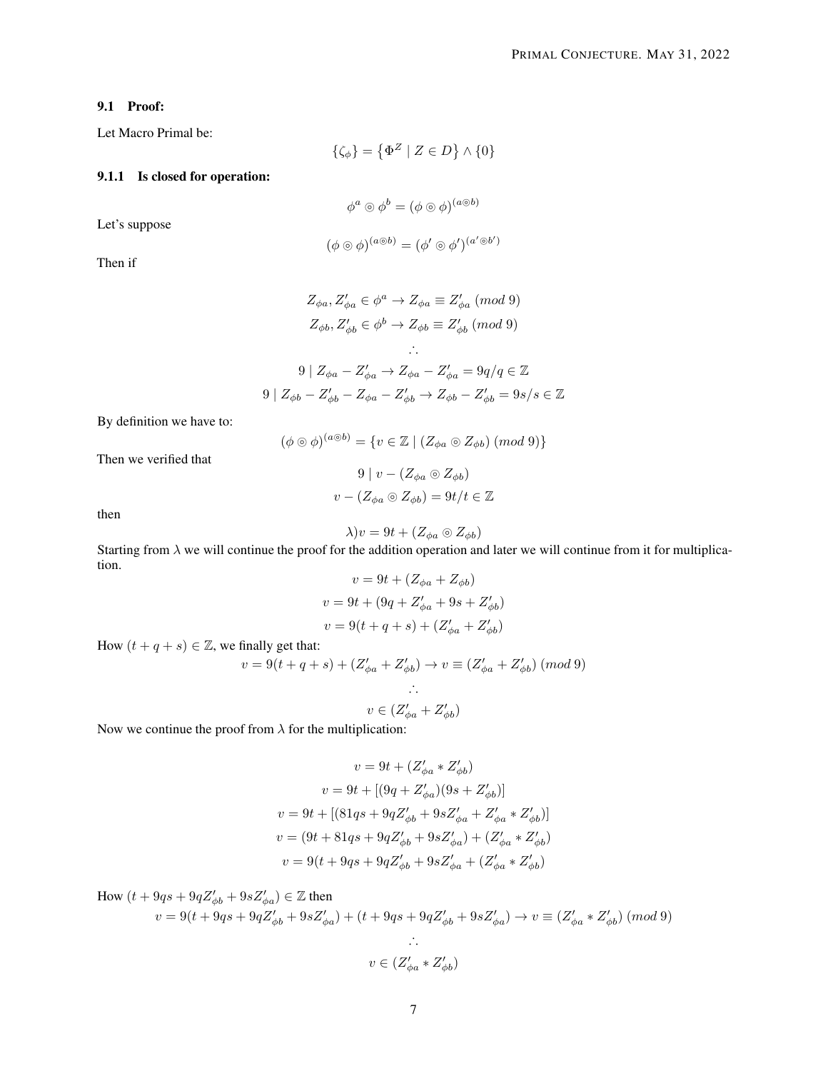### 9.1 Proof:

Let Macro Primal be:

$$\{\zeta_\phi\} = \left\{\Phi^Z \mid Z \in D\right\} \wedge \{0\}$$

#### 9.1.1 Is closed for operation:

$$\phi^a \circledcirc \phi^b = (\phi \circledcirc \phi)^{(a \circledcirc b)}$$

Let's suppose

$$(\phi \circledcirc \phi)^{(a \circledcirc b)} = (\phi' \circledcirc \phi')^{(a' \circledcirc b')}$$

Then if

$$Z_{\phi a}, Z'_{\phi a} \in \phi^a \rightarrow Z_{\phi a} \equiv Z'_{\phi a}\ (mod\ 9)$$

$$Z_{\phi b}, Z'_{\phi b} \in \phi^b \rightarrow Z_{\phi b} \equiv Z'_{\phi b}\ (mod\ 9)$$

$$\therefore$$

$$9 \mid Z_{\phi a} - Z'_{\phi a} \rightarrow Z_{\phi a} - Z'_{\phi a} = 9q / q \in \mathbb{Z}$$

$$9 \mid Z_{\phi b} - Z'_{\phi b} - Z_{\phi a} - Z'_{\phi b} \rightarrow Z_{\phi b} - Z'_{\phi b} = 9s / s \in \mathbb{Z}$$

By definition we have to:

$$(\phi \circledcirc \phi)^{(a \circledcirc b)} = \{v \in \mathbb{Z} \mid (Z_{\phi a} \circledcirc Z_{\phi b})\ (mod\ 9)\}$$

Then we verified that

$$9 \mid v - (Z_{\phi a} \circledcirc Z_{\phi b})$$

$$v - (Z_{\phi a} \circledcirc Z_{\phi b}) = 9t / t \in \mathbb{Z}$$

then

$$\lambda) v = 9t + (Z_{\phi a} \circledcirc Z_{\phi b})$$

Starting from $\lambda$ we will continue the proof for the addition operation and later we will continue from it for multiplication.

$$v = 9t + (Z_{\phi a} + Z_{\phi b})$$

$$v = 9t + (9q + Z'_{\phi a} + 9s + Z'_{\phi b})$$

$$v = 9(t + q + s) + (Z'_{\phi a} + Z'_{\phi b})$$

How $(t + q + s) \in \mathbb{Z}$, we finally get that:

$$v = 9(t + q + s) + (Z'_{\phi a} + Z'_{\phi b}) \rightarrow v \equiv (Z'_{\phi a} + Z'_{\phi b})\ (mod\ 9)$$

$$\therefore$$

$$v \in (Z'_{\phi a} + Z'_{\phi b})$$

Now we continue the proof from $\lambda$ for the multiplication:

$$v = 9t + (Z'_{\phi a} * Z'_{\phi b})$$

$$v = 9t + [(9q + Z'_{\phi a})(9s + Z'_{\phi b})]$$

$$v = 9t + [(81qs + 9qZ'_{\phi b} + 9sZ'_{\phi a} + Z'_{\phi a} * Z'_{\phi b})]$$

$$v = (9t + 81qs + 9qZ'_{\phi b} + 9sZ'_{\phi a}) + (Z'_{\phi a} * Z'_{\phi b})$$

$$v = 9(t + 9qs + 9qZ'_{\phi b} + 9sZ'_{\phi a} + (Z'_{\phi a} * Z'_{\phi b})$$

How $(t + 9qs + 9qZ'_{\phi b} + 9sZ'_{\phi a}) \in \mathbb{Z}$ then

$$v = 9(t + 9qs + 9qZ'_{\phi b} + 9sZ'_{\phi a}) + (t + 9qs + 9qZ'_{\phi b} + 9sZ'_{\phi a}) \rightarrow v \equiv (Z'_{\phi a} * Z'_{\phi b})\ (mod\ 9)$$

$$\therefore$$

$$v \in (Z'_{\phi a} * Z'_{\phi b})$$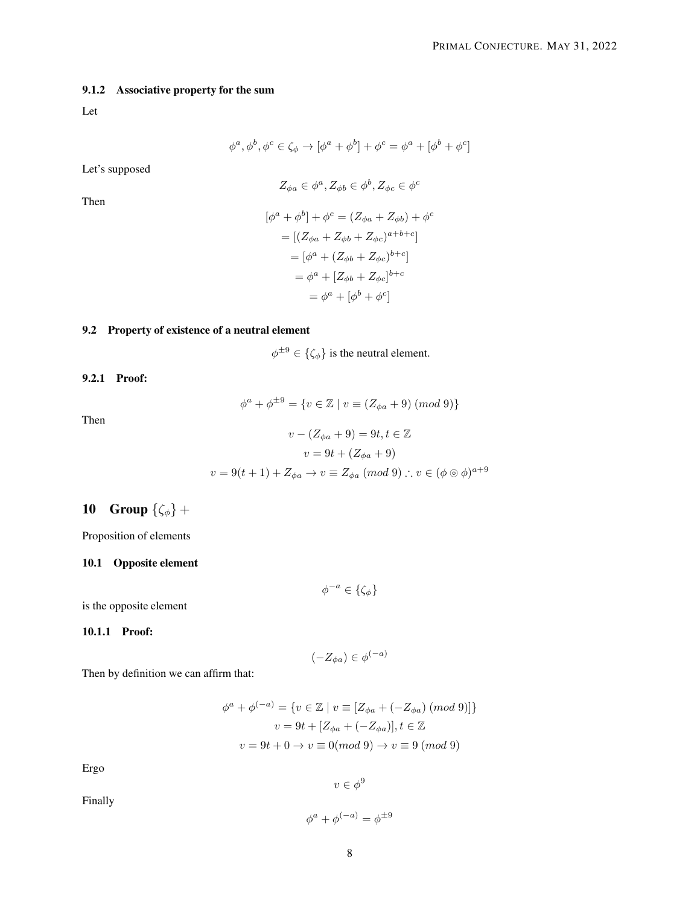### 9.1.2 Associative property for the sum

Let

$$\phi^a, \phi^b, \phi^c \in \zeta_\phi \rightarrow [\phi^a + \phi^b] + \phi^c = \phi^a + [\phi^b + \phi^c]$$

Let's supposed

$$Z_{\phi a} \in \phi^a, Z_{\phi b} \in \phi^b, Z_{\phi c} \in \phi^c$$

Then

$$[\phi^a + \phi^b] + \phi^c = (Z_{\phi a} + Z_{\phi b}) + \phi^c$$
$$= [(Z_{\phi a} + Z_{\phi b} + Z_{\phi c})^{a+b+c}]$$
$$= [\phi^a + (Z_{\phi b} + Z_{\phi c})^{b+c}]$$
$$= \phi^a + [Z_{\phi b} + Z_{\phi c}]^{b+c}$$
$$= \phi^a + [\phi^b + \phi^c]$$

## 9.2 Property of existence of a neutral element

$$\phi^{\pm 9} \in \{\zeta_\phi\} \text{ is the neutral element.}$$

### 9.2.1 Proof:

$$\phi^a + \phi^{\pm 9} = \{v \in \mathbb{Z} \mid v \equiv (Z_{\phi a} + 9) \, (mod \; 9)\}$$

Then

$$v - (Z_{\phi a} + 9) = 9t, t \in \mathbb{Z}$$
$$v = 9t + (Z_{\phi a} + 9)$$
$$v = 9(t+1) + Z_{\phi a} \rightarrow v \equiv Z_{\phi a} \, (mod \; 9) \therefore v \in (\phi \circledcirc \phi)^{a+9}$$

# 10 Group $\{\zeta_\phi\}+$

Proposition of elements

## 10.1 Opposite element

$$\phi^{-a} \in \{\zeta_\phi\}$$

is the opposite element

### 10.1.1 Proof:

$$(-Z_{\phi a}) \in \phi^{(-a)}$$

Then by definition we can affirm that:

$$\phi^a + \phi^{(-a)} = \{v \in \mathbb{Z} \mid v \equiv [Z_{\phi a} + (-Z_{\phi a}) \, (mod \; 9)]\}$$
$$v = 9t + [Z_{\phi a} + (-Z_{\phi a})], t \in \mathbb{Z}$$
$$v = 9t + 0 \rightarrow v \equiv 0 (mod \; 9) \rightarrow v \equiv 9 \, (mod \; 9)$$

Ergo

$$v \in \phi^9$$

Finally

$$\phi^a + \phi^{(-a)} = \phi^{\pm 9}$$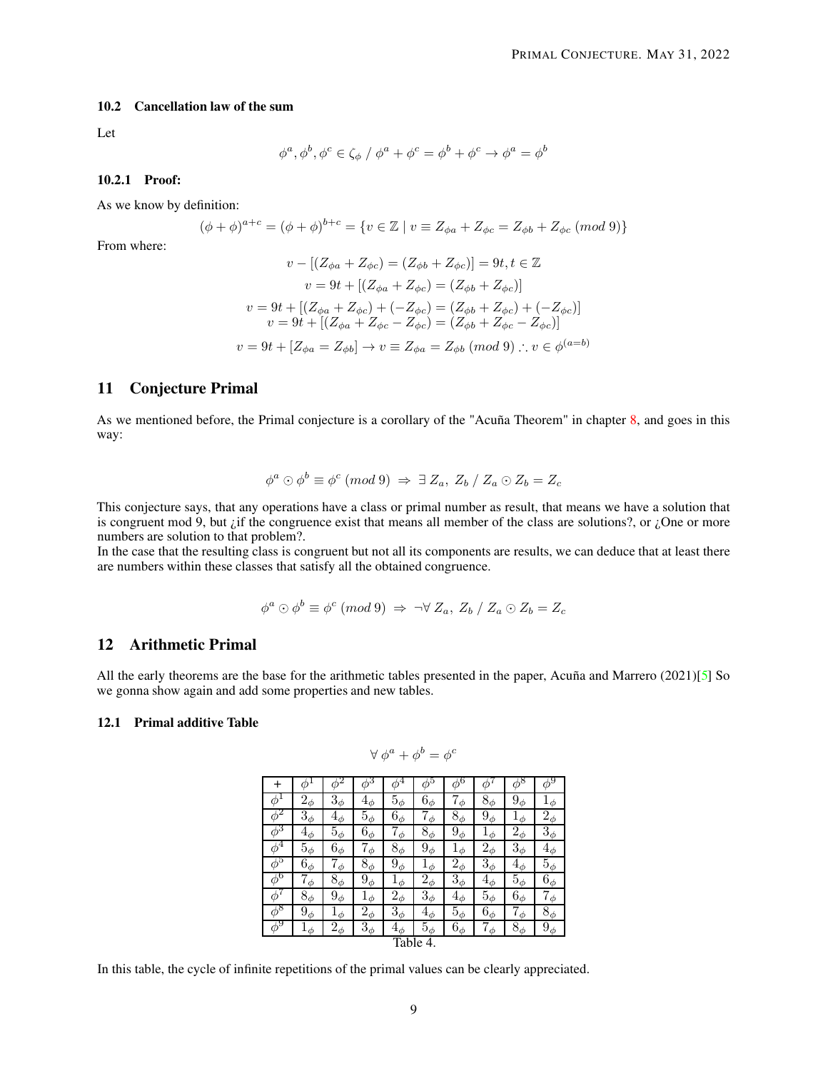### 10.2 Cancellation law of the sum

Let

$$\phi^a, \phi^b, \phi^c \in \zeta_\phi \;/\; \phi^a + \phi^c = \phi^b + \phi^c \rightarrow \phi^a = \phi^b$$

#### 10.2.1 Proof:

As we know by definition:

$$(\phi + \phi)^{a+c} = (\phi + \phi)^{b+c} = \{v \in \mathbb{Z} \mid v \equiv Z_{\phi a} + Z_{\phi c} = Z_{\phi b} + Z_{\phi c} \; (mod\; 9)\}$$

From where:

$$v - [(Z_{\phi a} + Z_{\phi c}) = (Z_{\phi b} + Z_{\phi c})] = 9t, t \in \mathbb{Z}$$

$$v = 9t + [(Z_{\phi a} + Z_{\phi c}) = (Z_{\phi b} + Z_{\phi c})]$$

$$v = 9t + [(Z_{\phi a} + Z_{\phi c}) + (-Z_{\phi c}) = (Z_{\phi b} + Z_{\phi c}) + (-Z_{\phi c})]$$
$$v = 9t + [(Z_{\phi a} + Z_{\phi c} - Z_{\phi c}) = (Z_{\phi b} + Z_{\phi c} - Z_{\phi c})]$$

$$v = 9t + [Z_{\phi a} = Z_{\phi b}] \rightarrow v \equiv Z_{\phi a} = Z_{\phi b} \; (mod\; 9) \therefore v \in \phi^{(a=b)}$$

## 11 Conjecture Primal

As we mentioned before, the Primal conjecture is a corollary of the "Acuña Theorem" in chapter 8, and goes in this way:

$$\phi^a \odot \phi^b \equiv \phi^c \; (mod\; 9) \;\Rightarrow\; \exists \; Z_a, \; Z_b \;/\; Z_a \odot Z_b = Z_c$$

This conjecture says, that any operations have a class or primal number as result, that means we have a solution that is congruent mod 9, but ¿if the congruence exist that means all member of the class are solutions?, or ¿One or more numbers are solution to that problem?.
In the case that the resulting class is congruent but not all its components are results, we can deduce that at least there are numbers within these classes that satisfy all the obtained congruence.

$$\phi^a \odot \phi^b \equiv \phi^c \; (mod\; 9) \;\Rightarrow\; \neg\forall \; Z_a, \; Z_b \;/\; Z_a \odot Z_b = Z_c$$

## 12 Arithmetic Primal

All the early theorems are the base for the arithmetic tables presented in the paper, Acuña and Marrero (2021)[5] So we gonna show again and add some properties and new tables.

### 12.1 Primal additive Table

$$\forall \; \phi^a + \phi^b = \phi^c$$

| + | $\phi^1$ | $\phi^2$ | $\phi^3$ | $\phi^4$ | $\phi^5$ | $\phi^6$ | $\phi^7$ | $\phi^8$ | $\phi^9$ |
|---|---|---|---|---|---|---|---|---|---|
| $\phi^1$ | $2_\phi$ | $3_\phi$ | $4_\phi$ | $5_\phi$ | $6_\phi$ | $7_\phi$ | $8_\phi$ | $9_\phi$ | $1_\phi$ |
| $\phi^2$ | $3_\phi$ | $4_\phi$ | $5_\phi$ | $6_\phi$ | $7_\phi$ | $8_\phi$ | $9_\phi$ | $1_\phi$ | $2_\phi$ |
| $\phi^3$ | $4_\phi$ | $5_\phi$ | $6_\phi$ | $7_\phi$ | $8_\phi$ | $9_\phi$ | $1_\phi$ | $2_\phi$ | $3_\phi$ |
| $\phi^4$ | $5_\phi$ | $6_\phi$ | $7_\phi$ | $8_\phi$ | $9_\phi$ | $1_\phi$ | $2_\phi$ | $3_\phi$ | $4_\phi$ |
| $\phi^5$ | $6_\phi$ | $7_\phi$ | $8_\phi$ | $9_\phi$ | $1_\phi$ | $2_\phi$ | $3_\phi$ | $4_\phi$ | $5_\phi$ |
| $\phi^6$ | $7_\phi$ | $8_\phi$ | $9_\phi$ | $1_\phi$ | $2_\phi$ | $3_\phi$ | $4_\phi$ | $5_\phi$ | $6_\phi$ |
| $\phi^7$ | $8_\phi$ | $9_\phi$ | $1_\phi$ | $2_\phi$ | $3_\phi$ | $4_\phi$ | $5_\phi$ | $6_\phi$ | $7_\phi$ |
| $\phi^8$ | $9_\phi$ | $1_\phi$ | $2_\phi$ | $3_\phi$ | $4_\phi$ | $5_\phi$ | $6_\phi$ | $7_\phi$ | $8_\phi$ |
| $\phi^9$ | $1_\phi$ | $2_\phi$ | $3_\phi$ | $4_\phi$ | $5_\phi$ | $6_\phi$ | $7_\phi$ | $8_\phi$ | $9_\phi$ |

Table 4.

In this table, the cycle of infinite repetitions of the primal values can be clearly appreciated.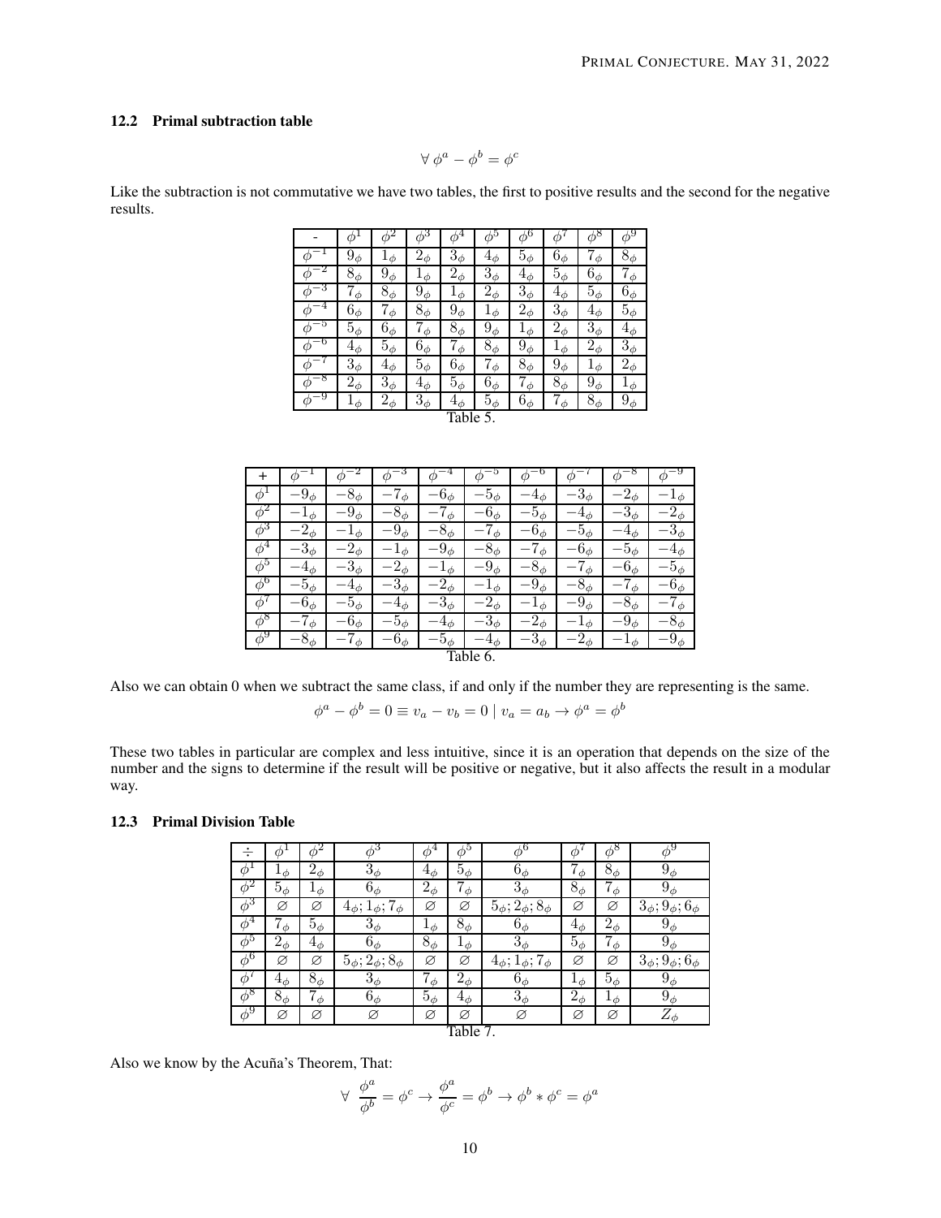### 12.2 Primal subtraction table

$$\forall\ \phi^a - \phi^b = \phi^c$$

Like the subtraction is not commutative we have two tables, the first to positive results and the second for the negative results.

| - | $\phi^1$ | $\phi^2$ | $\phi^3$ | $\phi^4$ | $\phi^5$ | $\phi^6$ | $\phi^7$ | $\phi^8$ | $\phi^9$ |
|---|---|---|---|---|---|---|---|---|---|
| $\phi^{-1}$ | $9_\phi$ | $1_\phi$ | $2_\phi$ | $3_\phi$ | $4_\phi$ | $5_\phi$ | $6_\phi$ | $7_\phi$ | $8_\phi$ |
| $\phi^{-2}$ | $8_\phi$ | $9_\phi$ | $1_\phi$ | $2_\phi$ | $3_\phi$ | $4_\phi$ | $5_\phi$ | $6_\phi$ | $7_\phi$ |
| $\phi^{-3}$ | $7_\phi$ | $8_\phi$ | $9_\phi$ | $1_\phi$ | $2_\phi$ | $3_\phi$ | $4_\phi$ | $5_\phi$ | $6_\phi$ |
| $\phi^{-4}$ | $6_\phi$ | $7_\phi$ | $8_\phi$ | $9_\phi$ | $1_\phi$ | $2_\phi$ | $3_\phi$ | $4_\phi$ | $5_\phi$ |
| $\phi^{-5}$ | $5_\phi$ | $6_\phi$ | $7_\phi$ | $8_\phi$ | $9_\phi$ | $1_\phi$ | $2_\phi$ | $3_\phi$ | $4_\phi$ |
| $\phi^{-6}$ | $4_\phi$ | $5_\phi$ | $6_\phi$ | $7_\phi$ | $8_\phi$ | $9_\phi$ | $1_\phi$ | $2_\phi$ | $3_\phi$ |
| $\phi^{-7}$ | $3_\phi$ | $4_\phi$ | $5_\phi$ | $6_\phi$ | $7_\phi$ | $8_\phi$ | $9_\phi$ | $1_\phi$ | $2_\phi$ |
| $\phi^{-8}$ | $2_\phi$ | $3_\phi$ | $4_\phi$ | $5_\phi$ | $6_\phi$ | $7_\phi$ | $8_\phi$ | $9_\phi$ | $1_\phi$ |
| $\phi^{-9}$ | $1_\phi$ | $2_\phi$ | $3_\phi$ | $4_\phi$ | $5_\phi$ | $6_\phi$ | $7_\phi$ | $8_\phi$ | $9_\phi$ |

Table 5.

| + | $\phi^{-1}$ | $\phi^{-2}$ | $\phi^{-3}$ | $\phi^{-4}$ | $\phi^{-5}$ | $\phi^{-6}$ | $\phi^{-7}$ | $\phi^{-8}$ | $\phi^{-9}$ |
|---|---|---|---|---|---|---|---|---|---|
| $\phi^1$ | $-9_\phi$ | $-8_\phi$ | $-7_\phi$ | $-6_\phi$ | $-5_\phi$ | $-4_\phi$ | $-3_\phi$ | $-2_\phi$ | $-1_\phi$ |
| $\phi^2$ | $-1_\phi$ | $-9_\phi$ | $-8_\phi$ | $-7_\phi$ | $-6_\phi$ | $-5_\phi$ | $-4_\phi$ | $-3_\phi$ | $-2_\phi$ |
| $\phi^3$ | $-2_\phi$ | $-1_\phi$ | $-9_\phi$ | $-8_\phi$ | $-7_\phi$ | $-6_\phi$ | $-5_\phi$ | $-4_\phi$ | $-3_\phi$ |
| $\phi^4$ | $-3_\phi$ | $-2_\phi$ | $-1_\phi$ | $-9_\phi$ | $-8_\phi$ | $-7_\phi$ | $-6_\phi$ | $-5_\phi$ | $-4_\phi$ |
| $\phi^5$ | $-4_\phi$ | $-3_\phi$ | $-2_\phi$ | $-1_\phi$ | $-9_\phi$ | $-8_\phi$ | $-7_\phi$ | $-6_\phi$ | $-5_\phi$ |
| $\phi^6$ | $-5_\phi$ | $-4_\phi$ | $-3_\phi$ | $-2_\phi$ | $-1_\phi$ | $-9_\phi$ | $-8_\phi$ | $-7_\phi$ | $-6_\phi$ |
| $\phi^7$ | $-6_\phi$ | $-5_\phi$ | $-4_\phi$ | $-3_\phi$ | $-2_\phi$ | $-1_\phi$ | $-9_\phi$ | $-8_\phi$ | $-7_\phi$ |
| $\phi^8$ | $-7_\phi$ | $-6_\phi$ | $-5_\phi$ | $-4_\phi$ | $-3_\phi$ | $-2_\phi$ | $-1_\phi$ | $-9_\phi$ | $-8_\phi$ |
| $\phi^9$ | $-8_\phi$ | $-7_\phi$ | $-6_\phi$ | $-5_\phi$ | $-4_\phi$ | $-3_\phi$ | $-2_\phi$ | $-1_\phi$ | $-9_\phi$ |

Table 6.

Also we can obtain 0 when we subtract the same class, if and only if the number they are representing is the same.

$$\phi^a - \phi^b = 0 \equiv v_a - v_b = 0 \mid v_a = a_b \rightarrow \phi^a = \phi^b$$

These two tables in particular are complex and less intuitive, since it is an operation that depends on the size of the number and the signs to determine if the result will be positive or negative, but it also affects the result in a modular way.

### 12.3 Primal Division Table

| $\div$ | $\phi^1$ | $\phi^2$ | $\phi^3$ | $\phi^4$ | $\phi^5$ | $\phi^6$ | $\phi^7$ | $\phi^8$ | $\phi^9$ |
|---|---|---|---|---|---|---|---|---|---|
| $\phi^1$ | $1_\phi$ | $2_\phi$ | $3_\phi$ | $4_\phi$ | $5_\phi$ | $6_\phi$ | $7_\phi$ | $8_\phi$ | $9_\phi$ |
| $\phi^2$ | $5_\phi$ | $1_\phi$ | $6_\phi$ | $2_\phi$ | $7_\phi$ | $3_\phi$ | $8_\phi$ | $7_\phi$ | $9_\phi$ |
| $\phi^3$ | $\varnothing$ | $\varnothing$ | $4_\phi; 1_\phi; 7_\phi$ | $\varnothing$ | $\varnothing$ | $5_\phi; 2_\phi; 8_\phi$ | $\varnothing$ | $\varnothing$ | $3_\phi; 9_\phi; 6_\phi$ |
| $\phi^4$ | $7_\phi$ | $5_\phi$ | $3_\phi$ | $1_\phi$ | $8_\phi$ | $6_\phi$ | $4_\phi$ | $2_\phi$ | $9_\phi$ |
| $\phi^5$ | $2_\phi$ | $4_\phi$ | $6_\phi$ | $8_\phi$ | $1_\phi$ | $3_\phi$ | $5_\phi$ | $7_\phi$ | $9_\phi$ |
| $\phi^6$ | $\varnothing$ | $\varnothing$ | $5_\phi; 2_\phi; 8_\phi$ | $\varnothing$ | $\varnothing$ | $4_\phi; 1_\phi; 7_\phi$ | $\varnothing$ | $\varnothing$ | $3_\phi; 9_\phi; 6_\phi$ |
| $\phi^7$ | $4_\phi$ | $8_\phi$ | $3_\phi$ | $7_\phi$ | $2_\phi$ | $6_\phi$ | $1_\phi$ | $5_\phi$ | $9_\phi$ |
| $\phi^8$ | $8_\phi$ | $7_\phi$ | $6_\phi$ | $5_\phi$ | $4_\phi$ | $3_\phi$ | $2_\phi$ | $1_\phi$ | $9_\phi$ |
| $\phi^9$ | $\varnothing$ | $\varnothing$ | $\varnothing$ | $\varnothing$ | $\varnothing$ | $\varnothing$ | $\varnothing$ | $\varnothing$ | $Z_\phi$ |

Table 7.

Also we know by the Acuña's Theorem, That:

$$\forall\ \frac{\phi^a}{\phi^b} = \phi^c \rightarrow \frac{\phi^a}{\phi^c} = \phi^b \rightarrow \phi^b * \phi^c = \phi^a$$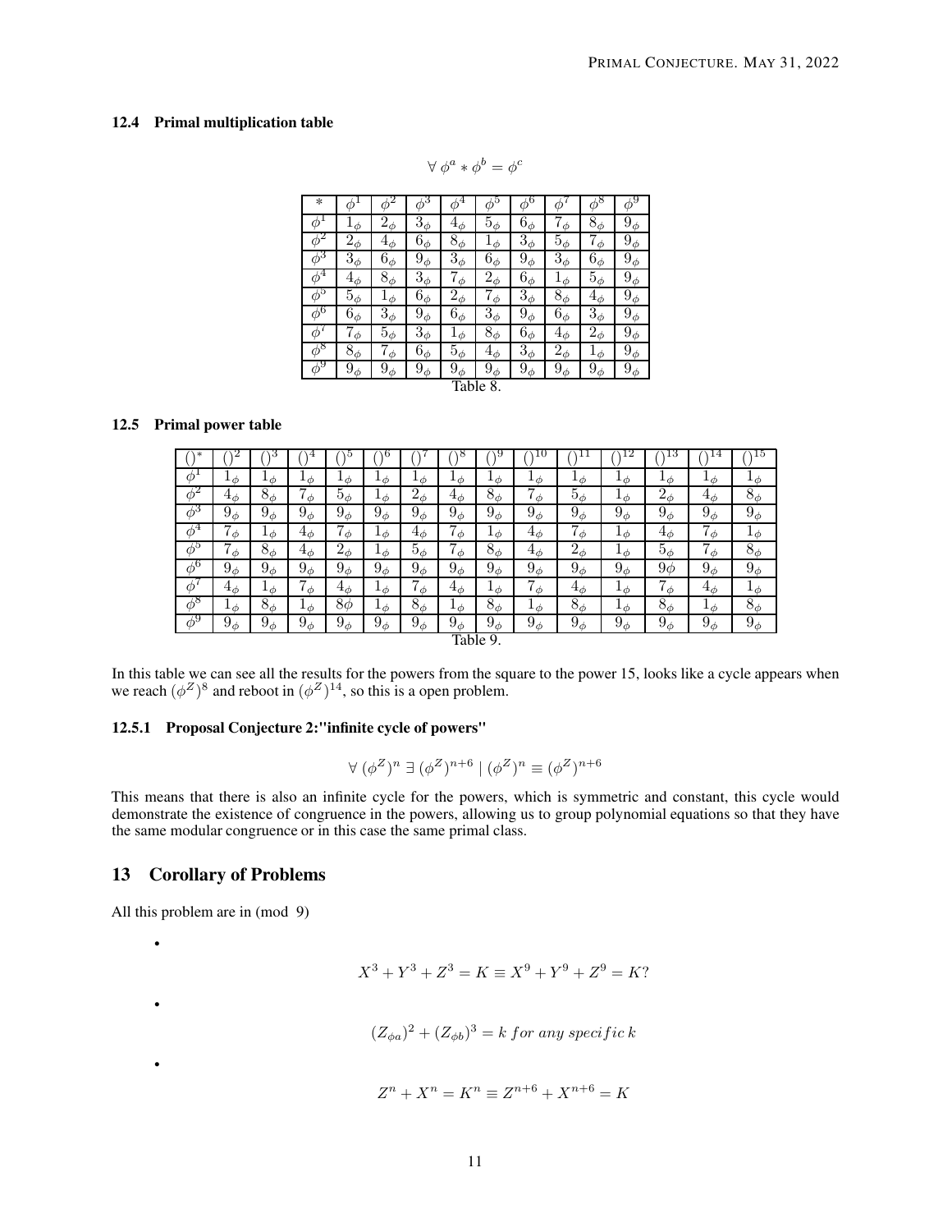### 12.4 Primal multiplication table

$$\forall \ \phi^a * \phi^b = \phi^c$$

| $*$ | $\phi^1$ | $\phi^2$ | $\phi^3$ | $\phi^4$ | $\phi^5$ | $\phi^6$ | $\phi^7$ | $\phi^8$ | $\phi^9$ |
|---|---|---|---|---|---|---|---|---|---|
| $\phi^1$ | $1_\phi$ | $2_\phi$ | $3_\phi$ | $4_\phi$ | $5_\phi$ | $6_\phi$ | $7_\phi$ | $8_\phi$ | $9_\phi$ |
| $\phi^2$ | $2_\phi$ | $4_\phi$ | $6_\phi$ | $8_\phi$ | $1_\phi$ | $3_\phi$ | $5_\phi$ | $7_\phi$ | $9_\phi$ |
| $\phi^3$ | $3_\phi$ | $6_\phi$ | $9_\phi$ | $3_\phi$ | $6_\phi$ | $9_\phi$ | $3_\phi$ | $6_\phi$ | $9_\phi$ |
| $\phi^4$ | $4_\phi$ | $8_\phi$ | $3_\phi$ | $7_\phi$ | $2_\phi$ | $6_\phi$ | $1_\phi$ | $5_\phi$ | $9_\phi$ |
| $\phi^5$ | $5_\phi$ | $1_\phi$ | $6_\phi$ | $2_\phi$ | $7_\phi$ | $3_\phi$ | $8_\phi$ | $4_\phi$ | $9_\phi$ |
| $\phi^6$ | $6_\phi$ | $3_\phi$ | $9_\phi$ | $6_\phi$ | $3_\phi$ | $9_\phi$ | $6_\phi$ | $3_\phi$ | $9_\phi$ |
| $\phi^7$ | $7_\phi$ | $5_\phi$ | $3_\phi$ | $1_\phi$ | $8_\phi$ | $6_\phi$ | $4_\phi$ | $2_\phi$ | $9_\phi$ |
| $\phi^8$ | $8_\phi$ | $7_\phi$ | $6_\phi$ | $5_\phi$ | $4_\phi$ | $3_\phi$ | $2_\phi$ | $1_\phi$ | $9_\phi$ |
| $\phi^9$ | $9_\phi$ | $9_\phi$ | $9_\phi$ | $9_\phi$ | $9_\phi$ | $9_\phi$ | $9_\phi$ | $9_\phi$ | $9_\phi$ |

Table 8.

### 12.5 Primal power table

| $()^*$ | $()^2$ | $()^3$ | $()^4$ | $()^5$ | $()^6$ | $()^7$ | $()^8$ | $()^9$ | $()^{10}$ | $()^{11}$ | $()^{12}$ | $()^{13}$ | $()^{14}$ | $()^{15}$ |
|---|---|---|---|---|---|---|---|---|---|---|---|---|---|---|
| $\phi^1$ | $1_\phi$ | $1_\phi$ | $1_\phi$ | $1_\phi$ | $1_\phi$ | $1_\phi$ | $1_\phi$ | $1_\phi$ | $1_\phi$ | $1_\phi$ | $1_\phi$ | $1_\phi$ | $1_\phi$ | $1_\phi$ |
| $\phi^2$ | $4_\phi$ | $8_\phi$ | $7_\phi$ | $5_\phi$ | $1_\phi$ | $2_\phi$ | $4_\phi$ | $8_\phi$ | $7_\phi$ | $5_\phi$ | $1_\phi$ | $2_\phi$ | $4_\phi$ | $8_\phi$ |
| $\phi^3$ | $9_\phi$ | $9_\phi$ | $9_\phi$ | $9_\phi$ | $9_\phi$ | $9_\phi$ | $9_\phi$ | $9_\phi$ | $9_\phi$ | $9_\phi$ | $9_\phi$ | $9_\phi$ | $9_\phi$ | $9_\phi$ |
| $\phi^4$ | $7_\phi$ | $1_\phi$ | $4_\phi$ | $7_\phi$ | $1_\phi$ | $4_\phi$ | $7_\phi$ | $1_\phi$ | $4_\phi$ | $7_\phi$ | $1_\phi$ | $4_\phi$ | $7_\phi$ | $1_\phi$ |
| $\phi^5$ | $7_\phi$ | $8_\phi$ | $4_\phi$ | $2_\phi$ | $1_\phi$ | $5_\phi$ | $7_\phi$ | $8_\phi$ | $4_\phi$ | $2_\phi$ | $1_\phi$ | $5_\phi$ | $7_\phi$ | $8_\phi$ |
| $\phi^6$ | $9_\phi$ | $9_\phi$ | $9_\phi$ | $9_\phi$ | $9_\phi$ | $9_\phi$ | $9_\phi$ | $9_\phi$ | $9_\phi$ | $9_\phi$ | $9_\phi$ | $9\phi$ | $9_\phi$ | $9_\phi$ |
| $\phi^7$ | $4_\phi$ | $1_\phi$ | $7_\phi$ | $4_\phi$ | $1_\phi$ | $7_\phi$ | $4_\phi$ | $1_\phi$ | $7_\phi$ | $4_\phi$ | $1_\phi$ | $7_\phi$ | $4_\phi$ | $1_\phi$ |
| $\phi^8$ | $1_\phi$ | $8_\phi$ | $1_\phi$ | $8\phi$ | $1_\phi$ | $8_\phi$ | $1_\phi$ | $8_\phi$ | $1_\phi$ | $8_\phi$ | $1_\phi$ | $8_\phi$ | $1_\phi$ | $8_\phi$ |
| $\phi^9$ | $9_\phi$ | $9_\phi$ | $9_\phi$ | $9_\phi$ | $9_\phi$ | $9_\phi$ | $9_\phi$ | $9_\phi$ | $9_\phi$ | $9_\phi$ | $9_\phi$ | $9_\phi$ | $9_\phi$ | $9_\phi$ |

Table 9.

In this table we can see all the results for the powers from the square to the power 15, looks like a cycle appears when we reach $(\phi^Z)^8$ and reboot in $(\phi^Z)^{14}$, so this is a open problem.

#### 12.5.1 Proposal Conjecture 2:"infinite cycle of powers"

$$\forall \ (\phi^Z)^n \ \exists \ (\phi^Z)^{n+6} \mid (\phi^Z)^n \equiv (\phi^Z)^{n+6}$$

This means that there is also an infinite cycle for the powers, which is symmetric and constant, this cycle would demonstrate the existence of congruence in the powers, allowing us to group polynomial equations so that they have the same modular congruence or in this case the same primal class.

## 13 Corollary of Problems

All this problem are in (mod 9)

- $$X^3 + Y^3 + Z^3 = K \equiv X^9 + Y^9 + Z^9 = K?$$

- $$(Z_{\phi a})^2 + (Z_{\phi b})^3 = k \; for \; any \; specific \; k$$

- $$Z^n + X^n = K^n \equiv Z^{n+6} + X^{n+6} = K$$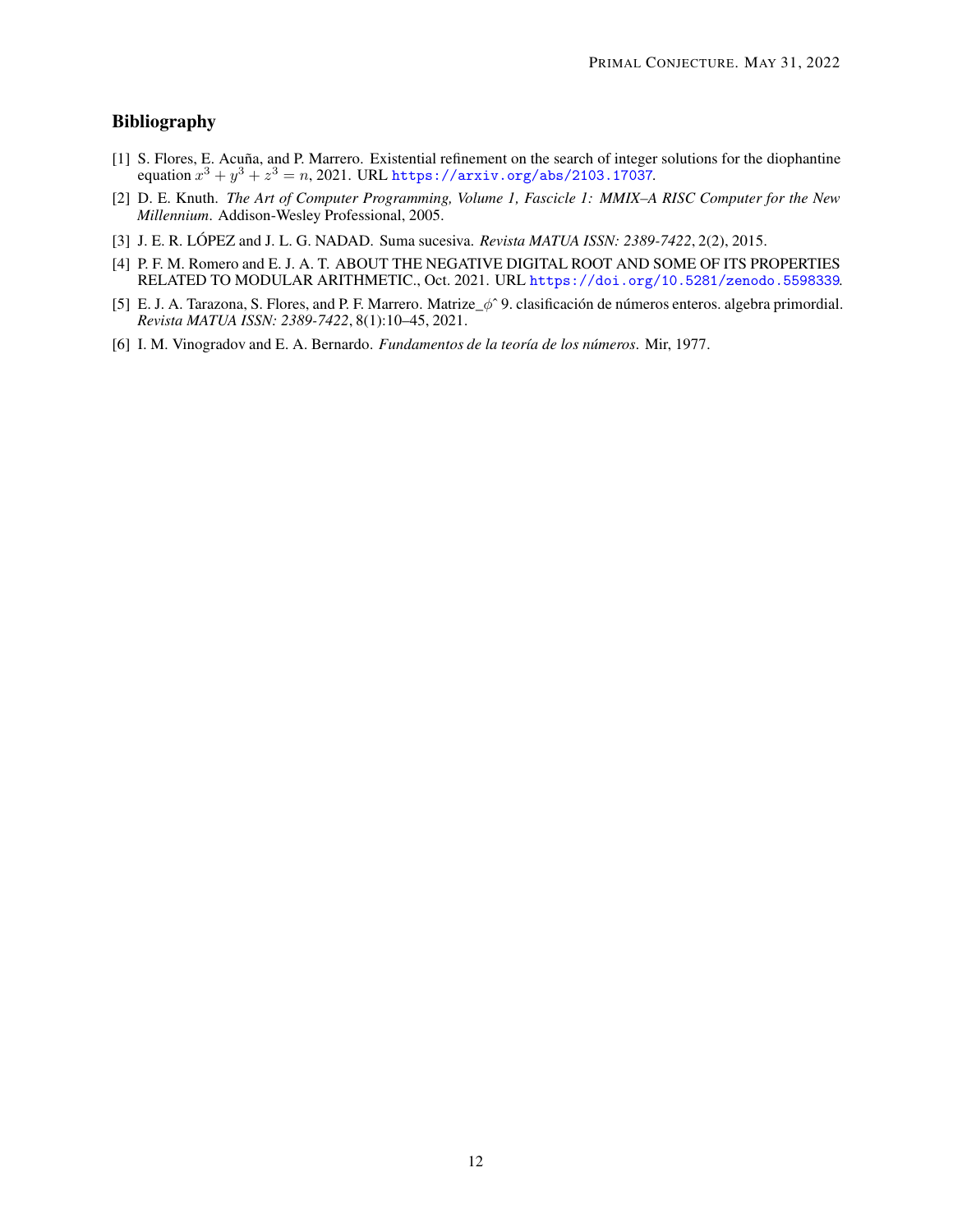## Bibliography

[1] S. Flores, E. Acuña, and P. Marrero. Existential refinement on the search of integer solutions for the diophantine equation $x^3 + y^3 + z^3 = n$, 2021. URL https://arxiv.org/abs/2103.17037.

[2] D. E. Knuth. *The Art of Computer Programming, Volume 1, Fascicle 1: MMIX–A RISC Computer for the New Millennium*. Addison-Wesley Professional, 2005.

[3] J. E. R. LÓPEZ and J. L. G. NADAD. Suma sucesiva. *Revista MATUA ISSN: 2389-7422*, 2(2), 2015.

[4] P. F. M. Romero and E. J. A. T. ABOUT THE NEGATIVE DIGITAL ROOT AND SOME OF ITS PROPERTIES RELATED TO MODULAR ARITHMETIC., Oct. 2021. URL https://doi.org/10.5281/zenodo.5598339.

[5] E. J. A. Tarazona, S. Flores, and P. F. Marrero. Matrize_$\phi$ˆ 9. clasificación de números enteros. algebra primordial. *Revista MATUA ISSN: 2389-7422*, 8(1):10–45, 2021.

[6] I. M. Vinogradov and E. A. Bernardo. *Fundamentos de la teoría de los números*. Mir, 1977.